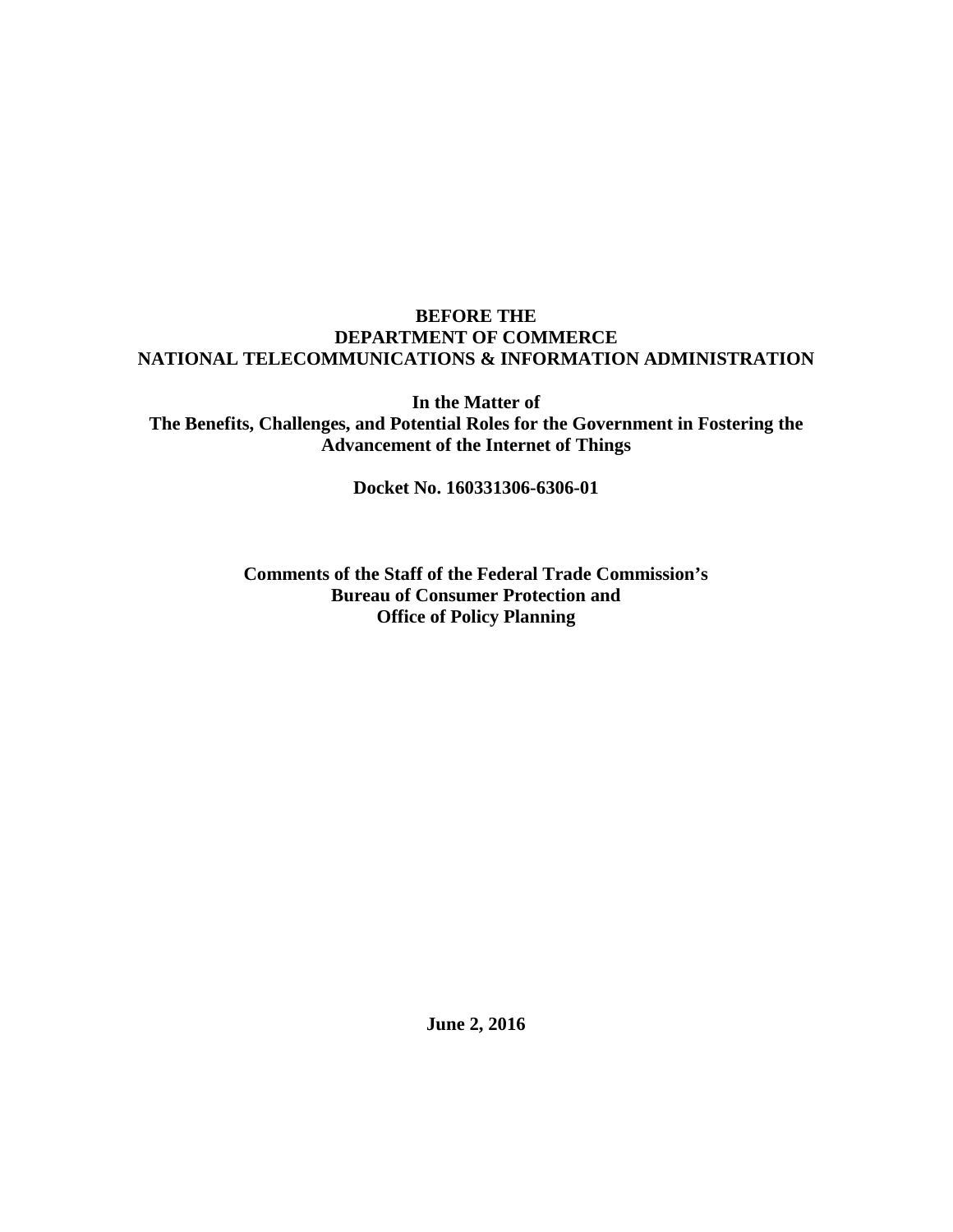**BEFORE THE**
**DEPARTMENT OF COMMERCE**
**NATIONAL TELECOMMUNICATIONS & INFORMATION ADMINISTRATION**

**In the Matter of**
**The Benefits, Challenges, and Potential Roles for the Government in Fostering the Advancement of the Internet of Things**

**Docket No. 160331306-6306-01**

**Comments of the Staff of the Federal Trade Commission's**
**Bureau of Consumer Protection and**
**Office of Policy Planning**

**June 2, 2016**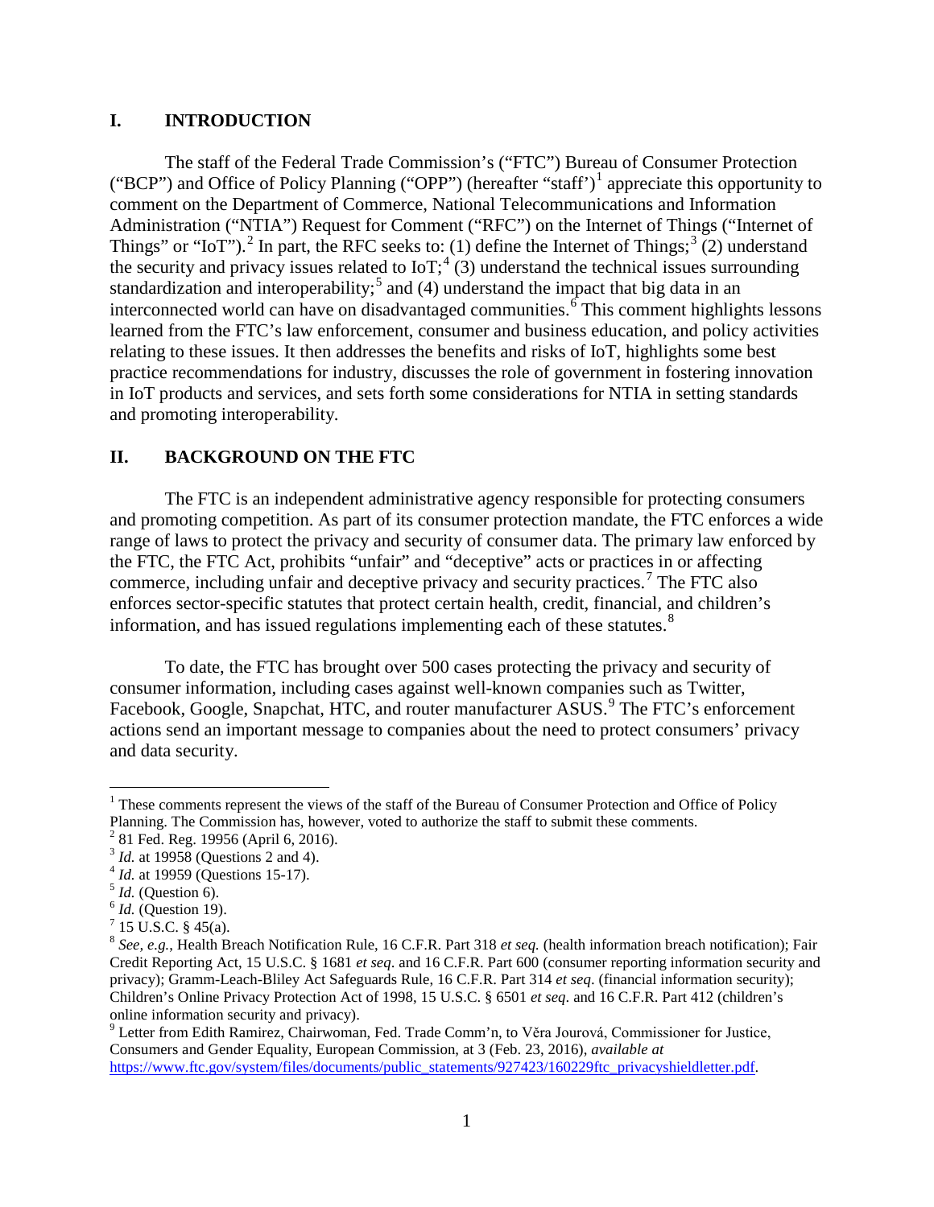## I. INTRODUCTION

The staff of the Federal Trade Commission's ("FTC") Bureau of Consumer Protection ("BCP") and Office of Policy Planning ("OPP") (hereafter "staff')[1] appreciate this opportunity to comment on the Department of Commerce, National Telecommunications and Information Administration ("NTIA") Request for Comment ("RFC") on the Internet of Things ("Internet of Things" or "IoT").[2] In part, the RFC seeks to: (1) define the Internet of Things;[3] (2) understand the security and privacy issues related to IoT;[4] (3) understand the technical issues surrounding standardization and interoperability;[5] and (4) understand the impact that big data in an interconnected world can have on disadvantaged communities.[6] This comment highlights lessons learned from the FTC's law enforcement, consumer and business education, and policy activities relating to these issues. It then addresses the benefits and risks of IoT, highlights some best practice recommendations for industry, discusses the role of government in fostering innovation in IoT products and services, and sets forth some considerations for NTIA in setting standards and promoting interoperability.

## II. BACKGROUND ON THE FTC

The FTC is an independent administrative agency responsible for protecting consumers and promoting competition. As part of its consumer protection mandate, the FTC enforces a wide range of laws to protect the privacy and security of consumer data. The primary law enforced by the FTC, the FTC Act, prohibits "unfair" and "deceptive" acts or practices in or affecting commerce, including unfair and deceptive privacy and security practices.[7] The FTC also enforces sector-specific statutes that protect certain health, credit, financial, and children's information, and has issued regulations implementing each of these statutes.[8]

To date, the FTC has brought over 500 cases protecting the privacy and security of consumer information, including cases against well-known companies such as Twitter, Facebook, Google, Snapchat, HTC, and router manufacturer ASUS.[9] The FTC's enforcement actions send an important message to companies about the need to protect consumers' privacy and data security.

---

[1] These comments represent the views of the staff of the Bureau of Consumer Protection and Office of Policy Planning. The Commission has, however, voted to authorize the staff to submit these comments.

[2] 81 Fed. Reg. 19956 (April 6, 2016).

[3] *Id.* at 19958 (Questions 2 and 4).

[4] *Id.* at 19959 (Questions 15-17).

[5] *Id.* (Question 6).

[6] *Id.* (Question 19).

[7] 15 U.S.C. § 45(a).

[8] *See, e.g.*, Health Breach Notification Rule, 16 C.F.R. Part 318 *et seq.* (health information breach notification); Fair Credit Reporting Act, 15 U.S.C. § 1681 *et seq*. and 16 C.F.R. Part 600 (consumer reporting information security and privacy); Gramm-Leach-Bliley Act Safeguards Rule, 16 C.F.R. Part 314 *et seq*. (financial information security); Children's Online Privacy Protection Act of 1998, 15 U.S.C. § 6501 *et seq.* and 16 C.F.R. Part 412 (children's online information security and privacy).

[9] Letter from Edith Ramirez, Chairwoman, Fed. Trade Comm'n, to Věra Jourová, Commissioner for Justice, Consumers and Gender Equality, European Commission, at 3 (Feb. 23, 2016), *available at* https://www.ftc.gov/system/files/documents/public_statements/927423/160229ftc_privacyshieldletter.pdf.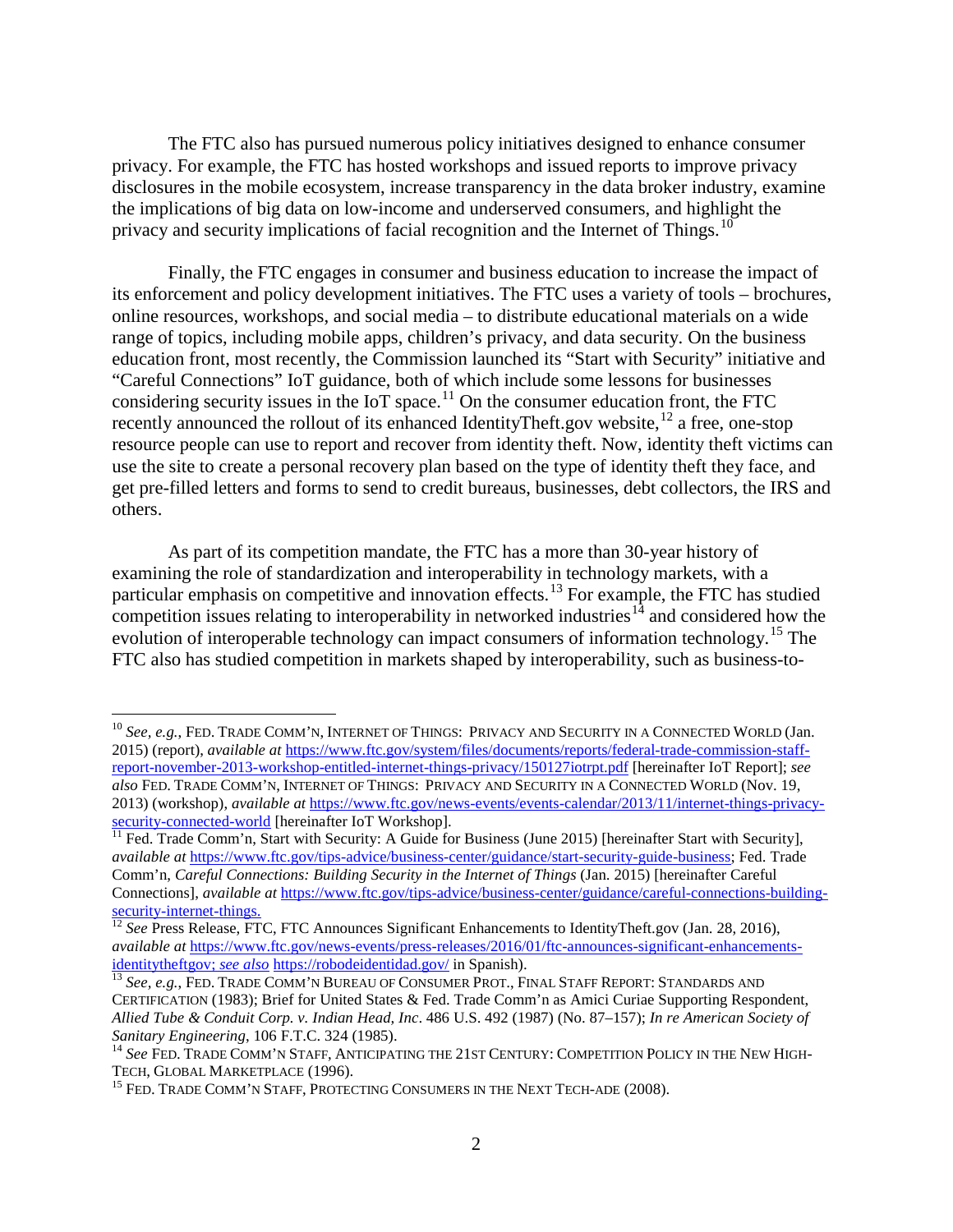The FTC also has pursued numerous policy initiatives designed to enhance consumer privacy. For example, the FTC has hosted workshops and issued reports to improve privacy disclosures in the mobile ecosystem, increase transparency in the data broker industry, examine the implications of big data on low-income and underserved consumers, and highlight the privacy and security implications of facial recognition and the Internet of Things.[10]

Finally, the FTC engages in consumer and business education to increase the impact of its enforcement and policy development initiatives. The FTC uses a variety of tools – brochures, online resources, workshops, and social media – to distribute educational materials on a wide range of topics, including mobile apps, children's privacy, and data security. On the business education front, most recently, the Commission launched its "Start with Security" initiative and "Careful Connections" IoT guidance, both of which include some lessons for businesses considering security issues in the IoT space.[11] On the consumer education front, the FTC recently announced the rollout of its enhanced IdentityTheft.gov website,[12] a free, one-stop resource people can use to report and recover from identity theft. Now, identity theft victims can use the site to create a personal recovery plan based on the type of identity theft they face, and get pre-filled letters and forms to send to credit bureaus, businesses, debt collectors, the IRS and others.

As part of its competition mandate, the FTC has a more than 30-year history of examining the role of standardization and interoperability in technology markets, with a particular emphasis on competitive and innovation effects.[13] For example, the FTC has studied competition issues relating to interoperability in networked industries[14] and considered how the evolution of interoperable technology can impact consumers of information technology.[15] The FTC also has studied competition in markets shaped by interoperability, such as business-to-

---

[10] *See, e.g.*, FED. TRADE COMM'N, INTERNET OF THINGS: PRIVACY AND SECURITY IN A CONNECTED WORLD (Jan. 2015) (report), *available at* https://www.ftc.gov/system/files/documents/reports/federal-trade-commission-staff-report-november-2013-workshop-entitled-internet-things-privacy/150127iotrpt.pdf [hereinafter IoT Report]; *see also* FED. TRADE COMM'N, INTERNET OF THINGS: PRIVACY AND SECURITY IN A CONNECTED WORLD (Nov. 19, 2013) (workshop), *available at* https://www.ftc.gov/news-events/events-calendar/2013/11/internet-things-privacy-security-connected-world [hereinafter IoT Workshop].

[11] Fed. Trade Comm'n, Start with Security: A Guide for Business (June 2015) [hereinafter Start with Security], *available at* https://www.ftc.gov/tips-advice/business-center/guidance/start-security-guide-business; Fed. Trade Comm'n, *Careful Connections: Building Security in the Internet of Things* (Jan. 2015) [hereinafter Careful Connections], *available at* https://www.ftc.gov/tips-advice/business-center/guidance/careful-connections-building-security-internet-things.

[12] *See* Press Release, FTC, FTC Announces Significant Enhancements to IdentityTheft.gov (Jan. 28, 2016), *available at* https://www.ftc.gov/news-events/press-releases/2016/01/ftc-announces-significant-enhancements-identitytheftgov; *see also* https://robodeidentidad.gov/ in Spanish).

[13] *See, e.g.*, FED. TRADE COMM'N BUREAU OF CONSUMER PROT., FINAL STAFF REPORT: STANDARDS AND CERTIFICATION (1983); Brief for United States & Fed. Trade Comm'n as Amici Curiae Supporting Respondent, *Allied Tube & Conduit Corp. v. Indian Head, Inc*. 486 U.S. 492 (1987) (No. 87–157); *In re American Society of Sanitary Engineering*, 106 F.T.C. 324 (1985).

[14] *See* FED. TRADE COMM'N STAFF, ANTICIPATING THE 21ST CENTURY: COMPETITION POLICY IN THE NEW HIGH-TECH, GLOBAL MARKETPLACE (1996).

[15] FED. TRADE COMM'N STAFF, PROTECTING CONSUMERS IN THE NEXT TECH-ADE (2008).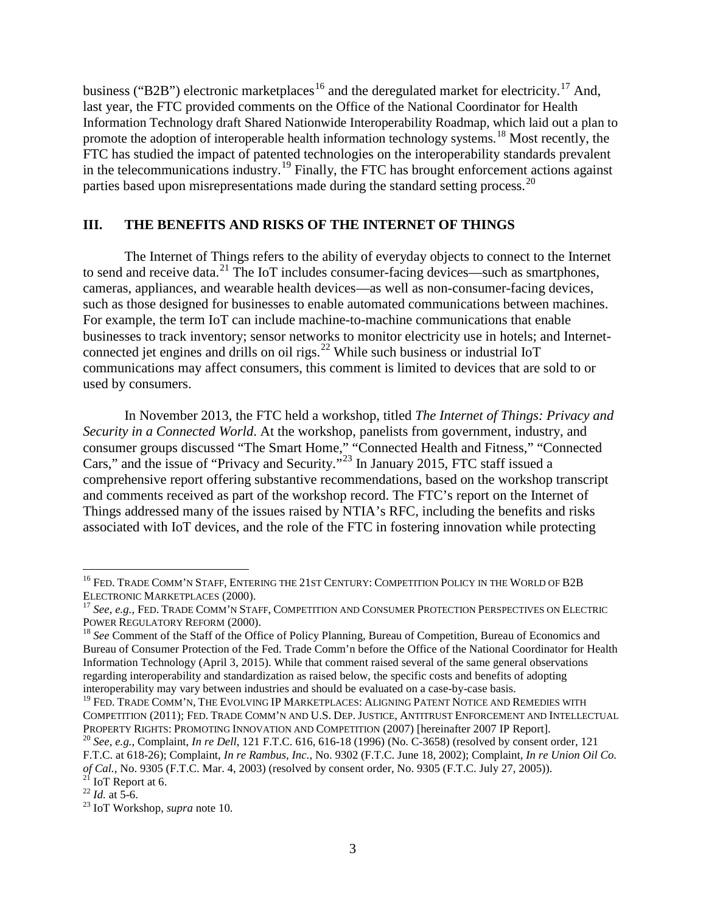business ("B2B") electronic marketplaces[16] and the deregulated market for electricity.[17] And, last year, the FTC provided comments on the Office of the National Coordinator for Health Information Technology draft Shared Nationwide Interoperability Roadmap, which laid out a plan to promote the adoption of interoperable health information technology systems.[18] Most recently, the FTC has studied the impact of patented technologies on the interoperability standards prevalent in the telecommunications industry.[19] Finally, the FTC has brought enforcement actions against parties based upon misrepresentations made during the standard setting process.[20]

## III. THE BENEFITS AND RISKS OF THE INTERNET OF THINGS

The Internet of Things refers to the ability of everyday objects to connect to the Internet to send and receive data.[21] The IoT includes consumer-facing devices—such as smartphones, cameras, appliances, and wearable health devices—as well as non-consumer-facing devices, such as those designed for businesses to enable automated communications between machines. For example, the term IoT can include machine-to-machine communications that enable businesses to track inventory; sensor networks to monitor electricity use in hotels; and Internet-connected jet engines and drills on oil rigs.[22] While such business or industrial IoT communications may affect consumers, this comment is limited to devices that are sold to or used by consumers.

In November 2013, the FTC held a workshop, titled *The Internet of Things: Privacy and Security in a Connected World*. At the workshop, panelists from government, industry, and consumer groups discussed "The Smart Home," "Connected Health and Fitness," "Connected Cars," and the issue of "Privacy and Security."[23] In January 2015, FTC staff issued a comprehensive report offering substantive recommendations, based on the workshop transcript and comments received as part of the workshop record. The FTC's report on the Internet of Things addressed many of the issues raised by NTIA's RFC, including the benefits and risks associated with IoT devices, and the role of the FTC in fostering innovation while protecting

---

[16] FED. TRADE COMM'N STAFF, ENTERING THE 21ST CENTURY: COMPETITION POLICY IN THE WORLD OF B2B ELECTRONIC MARKETPLACES (2000).

[17] *See, e.g.*, FED. TRADE COMM'N STAFF, COMPETITION AND CONSUMER PROTECTION PERSPECTIVES ON ELECTRIC POWER REGULATORY REFORM (2000).

[18] *See* Comment of the Staff of the Office of Policy Planning, Bureau of Competition, Bureau of Economics and Bureau of Consumer Protection of the Fed. Trade Comm'n before the Office of the National Coordinator for Health Information Technology (April 3, 2015). While that comment raised several of the same general observations regarding interoperability and standardization as raised below, the specific costs and benefits of adopting interoperability may vary between industries and should be evaluated on a case-by-case basis.

[19] FED. TRADE COMM'N, THE EVOLVING IP MARKETPLACES: ALIGNING PATENT NOTICE AND REMEDIES WITH COMPETITION (2011); FED. TRADE COMM'N AND U.S. DEP. JUSTICE, ANTITRUST ENFORCEMENT AND INTELLECTUAL PROPERTY RIGHTS: PROMOTING INNOVATION AND COMPETITION (2007) [hereinafter 2007 IP Report].

[20] *See, e.g.*, Complaint, *In re Dell*, 121 F.T.C. 616, 616-18 (1996) (No. C-3658) (resolved by consent order, 121 F.T.C. at 618-26); Complaint, *In re Rambus, Inc.*, No. 9302 (F.T.C. June 18, 2002); Complaint, *In re Union Oil Co. of Cal.*, No. 9305 (F.T.C. Mar. 4, 2003) (resolved by consent order, No. 9305 (F.T.C. July 27, 2005)).

[21] IoT Report at 6.

[22] *Id.* at 5-6.

[23] IoT Workshop, *supra* note 10.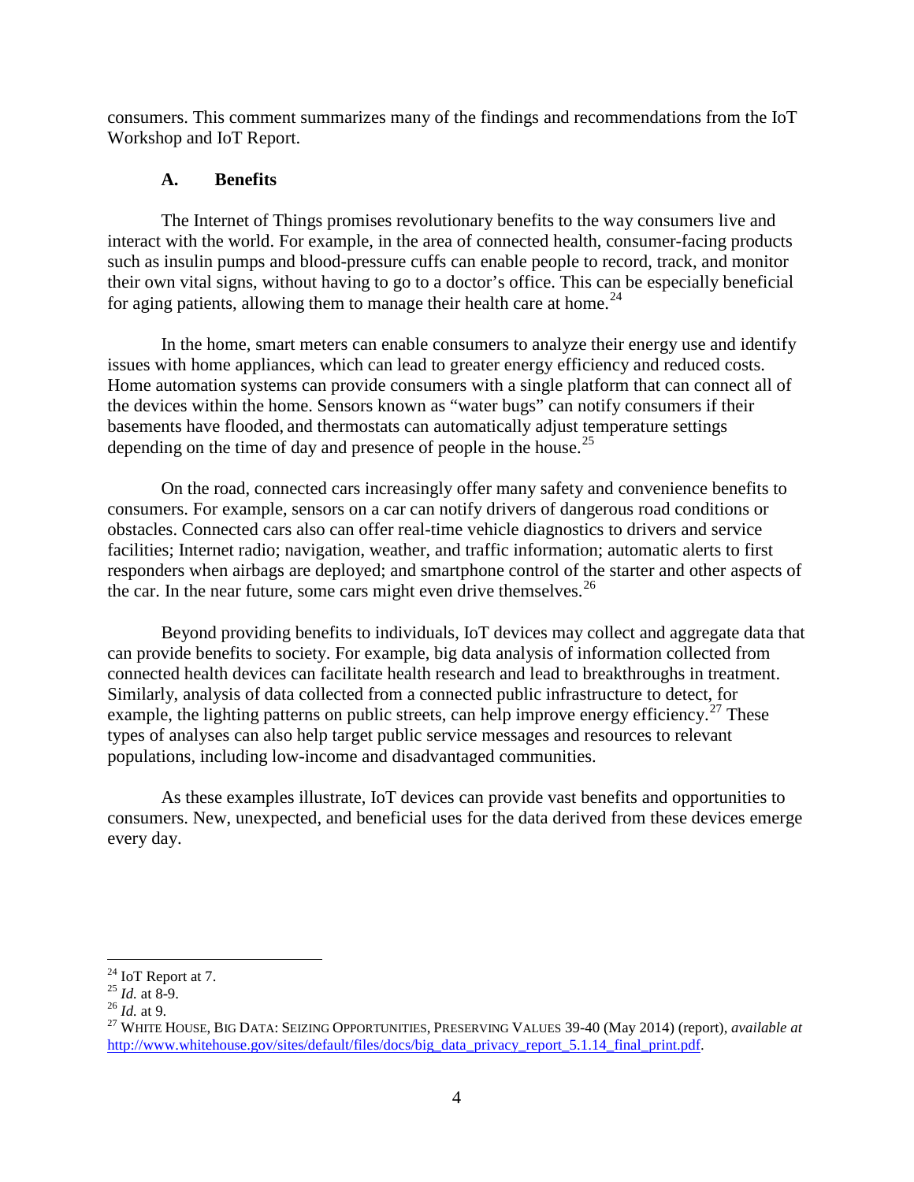consumers. This comment summarizes many of the findings and recommendations from the IoT Workshop and IoT Report.

### A. Benefits

The Internet of Things promises revolutionary benefits to the way consumers live and interact with the world. For example, in the area of connected health, consumer-facing products such as insulin pumps and blood-pressure cuffs can enable people to record, track, and monitor their own vital signs, without having to go to a doctor's office. This can be especially beneficial for aging patients, allowing them to manage their health care at home.[24]

In the home, smart meters can enable consumers to analyze their energy use and identify issues with home appliances, which can lead to greater energy efficiency and reduced costs. Home automation systems can provide consumers with a single platform that can connect all of the devices within the home. Sensors known as "water bugs" can notify consumers if their basements have flooded, and thermostats can automatically adjust temperature settings depending on the time of day and presence of people in the house.[25]

On the road, connected cars increasingly offer many safety and convenience benefits to consumers. For example, sensors on a car can notify drivers of dangerous road conditions or obstacles. Connected cars also can offer real-time vehicle diagnostics to drivers and service facilities; Internet radio; navigation, weather, and traffic information; automatic alerts to first responders when airbags are deployed; and smartphone control of the starter and other aspects of the car. In the near future, some cars might even drive themselves.[26]

Beyond providing benefits to individuals, IoT devices may collect and aggregate data that can provide benefits to society. For example, big data analysis of information collected from connected health devices can facilitate health research and lead to breakthroughs in treatment. Similarly, analysis of data collected from a connected public infrastructure to detect, for example, the lighting patterns on public streets, can help improve energy efficiency.[27] These types of analyses can also help target public service messages and resources to relevant populations, including low-income and disadvantaged communities.

As these examples illustrate, IoT devices can provide vast benefits and opportunities to consumers. New, unexpected, and beneficial uses for the data derived from these devices emerge every day.

---

[24] IoT Report at 7.

[25] *Id.* at 8-9.

[26] *Id.* at 9.

[27] WHITE HOUSE, BIG DATA: SEIZING OPPORTUNITIES, PRESERVING VALUES 39-40 (May 2014) (report), *available at* http://www.whitehouse.gov/sites/default/files/docs/big_data_privacy_report_5.1.14_final_print.pdf.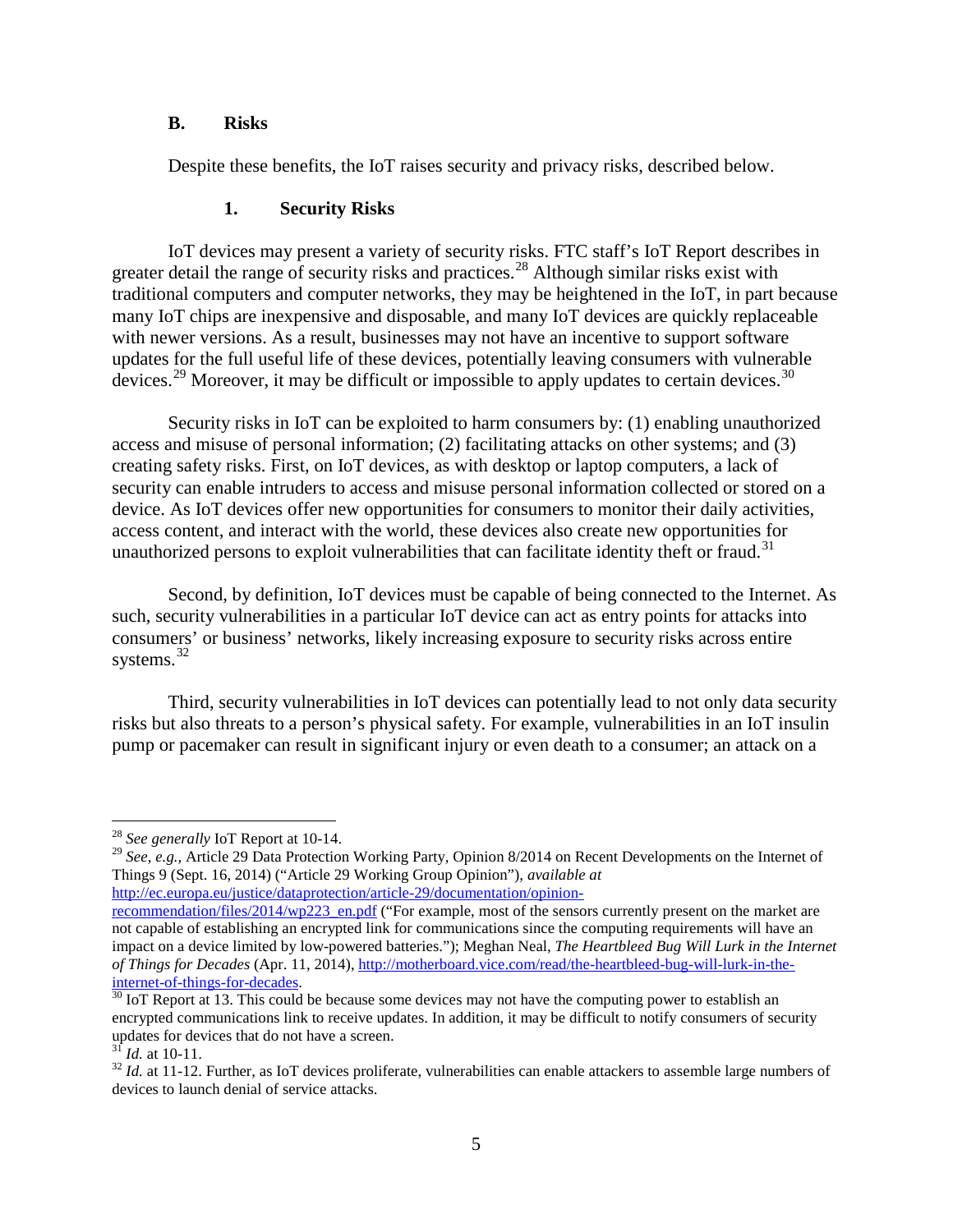### B. Risks

Despite these benefits, the IoT raises security and privacy risks, described below.

#### 1. Security Risks

IoT devices may present a variety of security risks. FTC staff's IoT Report describes in greater detail the range of security risks and practices.[28] Although similar risks exist with traditional computers and computer networks, they may be heightened in the IoT, in part because many IoT chips are inexpensive and disposable, and many IoT devices are quickly replaceable with newer versions. As a result, businesses may not have an incentive to support software updates for the full useful life of these devices, potentially leaving consumers with vulnerable devices.[29] Moreover, it may be difficult or impossible to apply updates to certain devices.[30]

Security risks in IoT can be exploited to harm consumers by: (1) enabling unauthorized access and misuse of personal information; (2) facilitating attacks on other systems; and (3) creating safety risks. First, on IoT devices, as with desktop or laptop computers, a lack of security can enable intruders to access and misuse personal information collected or stored on a device. As IoT devices offer new opportunities for consumers to monitor their daily activities, access content, and interact with the world, these devices also create new opportunities for unauthorized persons to exploit vulnerabilities that can facilitate identity theft or fraud.[31]

Second, by definition, IoT devices must be capable of being connected to the Internet. As such, security vulnerabilities in a particular IoT device can act as entry points for attacks into consumers' or business' networks, likely increasing exposure to security risks across entire systems.[32]

Third, security vulnerabilities in IoT devices can potentially lead to not only data security risks but also threats to a person's physical safety. For example, vulnerabilities in an IoT insulin pump or pacemaker can result in significant injury or even death to a consumer; an attack on a

---

[28] *See generally* IoT Report at 10-14.

[29] *See, e.g.,* Article 29 Data Protection Working Party, Opinion 8/2014 on Recent Developments on the Internet of Things 9 (Sept. 16, 2014) ("Article 29 Working Group Opinion"), *available at* http://ec.europa.eu/justice/dataprotection/article-29/documentation/opinion-recommendation/files/2014/wp223_en.pdf ("For example, most of the sensors currently present on the market are not capable of establishing an encrypted link for communications since the computing requirements will have an impact on a device limited by low-powered batteries."); Meghan Neal, *The Heartbleed Bug Will Lurk in the Internet of Things for Decades* (Apr. 11, 2014), http://motherboard.vice.com/read/the-heartbleed-bug-will-lurk-in-the-internet-of-things-for-decades.

[30] IoT Report at 13. This could be because some devices may not have the computing power to establish an encrypted communications link to receive updates. In addition, it may be difficult to notify consumers of security updates for devices that do not have a screen.

[31] *Id.* at 10-11.

[32] *Id.* at 11-12. Further, as IoT devices proliferate, vulnerabilities can enable attackers to assemble large numbers of devices to launch denial of service attacks.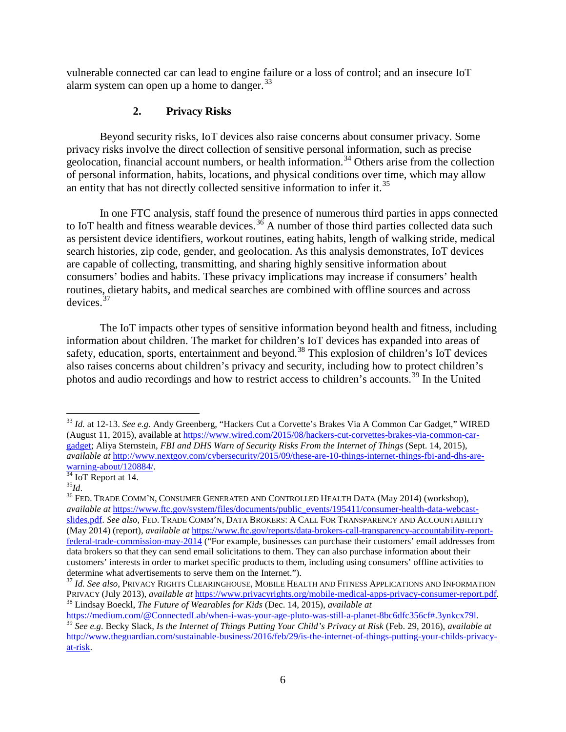vulnerable connected car can lead to engine failure or a loss of control; and an insecure IoT alarm system can open up a home to danger.[33]

### 2. Privacy Risks

Beyond security risks, IoT devices also raise concerns about consumer privacy. Some privacy risks involve the direct collection of sensitive personal information, such as precise geolocation, financial account numbers, or health information.[34] Others arise from the collection of personal information, habits, locations, and physical conditions over time, which may allow an entity that has not directly collected sensitive information to infer it.[35]

In one FTC analysis, staff found the presence of numerous third parties in apps connected to IoT health and fitness wearable devices.[36] A number of those third parties collected data such as persistent device identifiers, workout routines, eating habits, length of walking stride, medical search histories, zip code, gender, and geolocation. As this analysis demonstrates, IoT devices are capable of collecting, transmitting, and sharing highly sensitive information about consumers' bodies and habits. These privacy implications may increase if consumers' health routines, dietary habits, and medical searches are combined with offline sources and across devices.[37]

The IoT impacts other types of sensitive information beyond health and fitness, including information about children. The market for children's IoT devices has expanded into areas of safety, education, sports, entertainment and beyond.[38] This explosion of children's IoT devices also raises concerns about children's privacy and security, including how to protect children's photos and audio recordings and how to restrict access to children's accounts.[39] In the United

---

[33] *Id.* at 12-13. *See e.g.* Andy Greenberg, "Hackers Cut a Corvette's Brakes Via A Common Car Gadget," WIRED (August 11, 2015), available at https://www.wired.com/2015/08/hackers-cut-corvettes-brakes-via-common-car-gadget; Aliya Sternstein, *FBI and DHS Warn of Security Risks From the Internet of Things* (Sept. 14, 2015), *available at* http://www.nextgov.com/cybersecurity/2015/09/these-are-10-things-internet-things-fbi-and-dhs-are-warning-about/120884/.

[34] IoT Report at 14.

[35] *Id*.

[36] FED. TRADE COMM'N, CONSUMER GENERATED AND CONTROLLED HEALTH DATA (May 2014) (workshop), *available at* https://www.ftc.gov/system/files/documents/public_events/195411/consumer-health-data-webcast-slides.pdf. *See also,* FED. TRADE COMM'N, DATA BROKERS: A CALL FOR TRANSPARENCY AND ACCOUNTABILITY (May 2014) (report), *available at* https://www.ftc.gov/reports/data-brokers-call-transparency-accountability-report-federal-trade-commission-may-2014 ("For example, businesses can purchase their customers' email addresses from data brokers so that they can send email solicitations to them. They can also purchase information about their customers' interests in order to market specific products to them, including using consumers' offline activities to determine what advertisements to serve them on the Internet.").

[37] *Id. See also*, PRIVACY RIGHTS CLEARINGHOUSE, MOBILE HEALTH AND FITNESS APPLICATIONS AND INFORMATION PRIVACY (July 2013), *available at* https://www.privacyrights.org/mobile-medical-apps-privacy-consumer-report.pdf.

[38] Lindsay Boeckl, *The Future of Wearables for Kids* (Dec. 14, 2015), *available at* https://medium.com/@ConnectedLab/when-i-was-your-age-pluto-was-still-a-planet-8bc6dfc356cf#.3ynkcx79l.

[39] *See e.g.* Becky Slack, *Is the Internet of Things Putting Your Child's Privacy at Risk* (Feb. 29, 2016), *available at* http://www.theguardian.com/sustainable-business/2016/feb/29/is-the-internet-of-things-putting-your-childs-privacy-at-risk.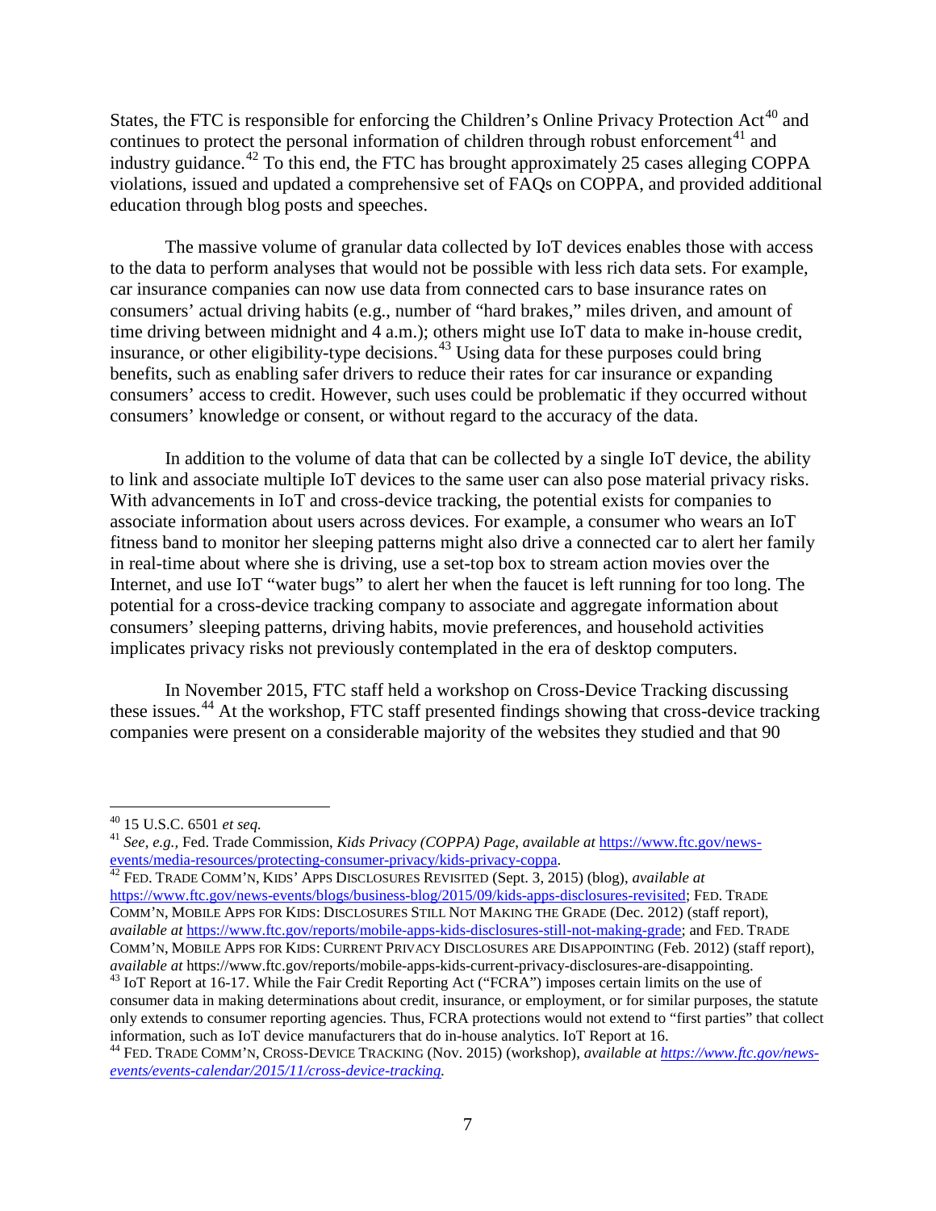States, the FTC is responsible for enforcing the Children's Online Privacy Protection Act[40] and continues to protect the personal information of children through robust enforcement[41] and industry guidance.[42] To this end, the FTC has brought approximately 25 cases alleging COPPA violations, issued and updated a comprehensive set of FAQs on COPPA, and provided additional education through blog posts and speeches.

The massive volume of granular data collected by IoT devices enables those with access to the data to perform analyses that would not be possible with less rich data sets. For example, car insurance companies can now use data from connected cars to base insurance rates on consumers' actual driving habits (e.g., number of "hard brakes," miles driven, and amount of time driving between midnight and 4 a.m.); others might use IoT data to make in-house credit, insurance, or other eligibility-type decisions.[43] Using data for these purposes could bring benefits, such as enabling safer drivers to reduce their rates for car insurance or expanding consumers' access to credit. However, such uses could be problematic if they occurred without consumers' knowledge or consent, or without regard to the accuracy of the data.

In addition to the volume of data that can be collected by a single IoT device, the ability to link and associate multiple IoT devices to the same user can also pose material privacy risks. With advancements in IoT and cross-device tracking, the potential exists for companies to associate information about users across devices. For example, a consumer who wears an IoT fitness band to monitor her sleeping patterns might also drive a connected car to alert her family in real-time about where she is driving, use a set-top box to stream action movies over the Internet, and use IoT "water bugs" to alert her when the faucet is left running for too long. The potential for a cross-device tracking company to associate and aggregate information about consumers' sleeping patterns, driving habits, movie preferences, and household activities implicates privacy risks not previously contemplated in the era of desktop computers.

In November 2015, FTC staff held a workshop on Cross-Device Tracking discussing these issues.[44] At the workshop, FTC staff presented findings showing that cross-device tracking companies were present on a considerable majority of the websites they studied and that 90

---

[40] 15 U.S.C. 6501 *et seq.*

[41] *See, e.g.,* Fed. Trade Commission, *Kids Privacy (COPPA) Page*, *available at* https://www.ftc.gov/news-events/media-resources/protecting-consumer-privacy/kids-privacy-coppa.

[42] FED. TRADE COMM'N, KIDS' APPS DISCLOSURES REVISITED (Sept. 3, 2015) (blog), *available at* https://www.ftc.gov/news-events/blogs/business-blog/2015/09/kids-apps-disclosures-revisited; FED. TRADE COMM'N, MOBILE APPS FOR KIDS: DISCLOSURES STILL NOT MAKING THE GRADE (Dec. 2012) (staff report), *available at* https://www.ftc.gov/reports/mobile-apps-kids-disclosures-still-not-making-grade; and FED. TRADE COMM'N, MOBILE APPS FOR KIDS: CURRENT PRIVACY DISCLOSURES ARE DISAPPOINTING (Feb. 2012) (staff report), *available at* https://www.ftc.gov/reports/mobile-apps-kids-current-privacy-disclosures-are-disappointing.

[43] IoT Report at 16-17. While the Fair Credit Reporting Act ("FCRA") imposes certain limits on the use of consumer data in making determinations about credit, insurance, or employment, or for similar purposes, the statute only extends to consumer reporting agencies. Thus, FCRA protections would not extend to "first parties" that collect information, such as IoT device manufacturers that do in-house analytics. IoT Report at 16.

[44] FED. TRADE COMM'N, CROSS-DEVICE TRACKING (Nov. 2015) (workshop), *available at https://www.ftc.gov/news-events/events-calendar/2015/11/cross-device-tracking.*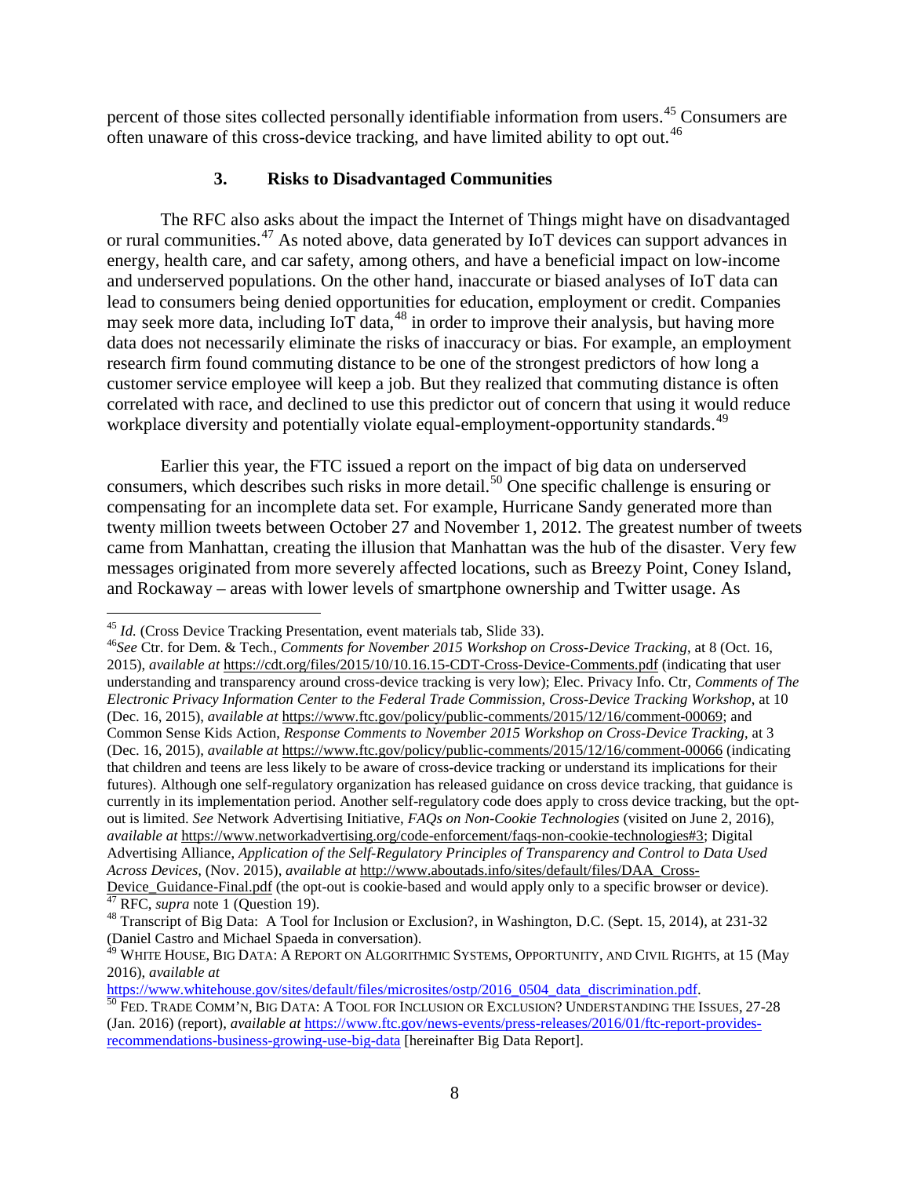percent of those sites collected personally identifiable information from users.[45] Consumers are often unaware of this cross-device tracking, and have limited ability to opt out.[46]

### 3. Risks to Disadvantaged Communities

The RFC also asks about the impact the Internet of Things might have on disadvantaged or rural communities.[47] As noted above, data generated by IoT devices can support advances in energy, health care, and car safety, among others, and have a beneficial impact on low-income and underserved populations. On the other hand, inaccurate or biased analyses of IoT data can lead to consumers being denied opportunities for education, employment or credit. Companies may seek more data, including IoT data,[48] in order to improve their analysis, but having more data does not necessarily eliminate the risks of inaccuracy or bias. For example, an employment research firm found commuting distance to be one of the strongest predictors of how long a customer service employee will keep a job. But they realized that commuting distance is often correlated with race, and declined to use this predictor out of concern that using it would reduce workplace diversity and potentially violate equal-employment-opportunity standards.[49]

Earlier this year, the FTC issued a report on the impact of big data on underserved consumers, which describes such risks in more detail.[50] One specific challenge is ensuring or compensating for an incomplete data set. For example, Hurricane Sandy generated more than twenty million tweets between October 27 and November 1, 2012. The greatest number of tweets came from Manhattan, creating the illusion that Manhattan was the hub of the disaster. Very few messages originated from more severely affected locations, such as Breezy Point, Coney Island, and Rockaway – areas with lower levels of smartphone ownership and Twitter usage. As

---

[45] *Id.* (Cross Device Tracking Presentation, event materials tab, Slide 33).

[46] *See* Ctr. for Dem. & Tech., *Comments for November 2015 Workshop on Cross-Device Tracking*, at 8 (Oct. 16, 2015), *available at* https://cdt.org/files/2015/10/10.16.15-CDT-Cross-Device-Comments.pdf (indicating that user understanding and transparency around cross-device tracking is very low); Elec. Privacy Info. Ctr, *Comments of The Electronic Privacy Information Center to the Federal Trade Commission, Cross-Device Tracking Workshop*, at 10 (Dec. 16, 2015), *available at* https://www.ftc.gov/policy/public-comments/2015/12/16/comment-00069; and Common Sense Kids Action, *Response Comments to November 2015 Workshop on Cross-Device Tracking*, at 3 (Dec. 16, 2015), *available at* https://www.ftc.gov/policy/public-comments/2015/12/16/comment-00066 (indicating that children and teens are less likely to be aware of cross-device tracking or understand its implications for their futures). Although one self-regulatory organization has released guidance on cross device tracking, that guidance is currently in its implementation period. Another self-regulatory code does apply to cross device tracking, but the opt-out is limited. *See* Network Advertising Initiative, *FAQs on Non-Cookie Technologies* (visited on June 2, 2016), *available at* https://www.networkadvertising.org/code-enforcement/faqs-non-cookie-technologies#3; Digital Advertising Alliance, *Application of the Self-Regulatory Principles of Transparency and Control to Data Used Across Devices*, (Nov. 2015), *available at* http://www.aboutads.info/sites/default/files/DAA_Cross-Device_Guidance-Final.pdf (the opt-out is cookie-based and would apply only to a specific browser or device).

[47] RFC, *supra* note 1 (Question 19).

[48] Transcript of Big Data: A Tool for Inclusion or Exclusion?, in Washington, D.C. (Sept. 15, 2014), at 231-32 (Daniel Castro and Michael Spaeda in conversation).

[49] WHITE HOUSE, BIG DATA: A REPORT ON ALGORITHMIC SYSTEMS, OPPORTUNITY, AND CIVIL RIGHTS, at 15 (May 2016), *available at* https://www.whitehouse.gov/sites/default/files/microsites/ostp/2016_0504_data_discrimination.pdf.

[50] FED. TRADE COMM'N, BIG DATA: A TOOL FOR INCLUSION OR EXCLUSION? UNDERSTANDING THE ISSUES, 27-28 (Jan. 2016) (report), *available at* https://www.ftc.gov/news-events/press-releases/2016/01/ftc-report-provides-recommendations-business-growing-use-big-data [hereinafter Big Data Report].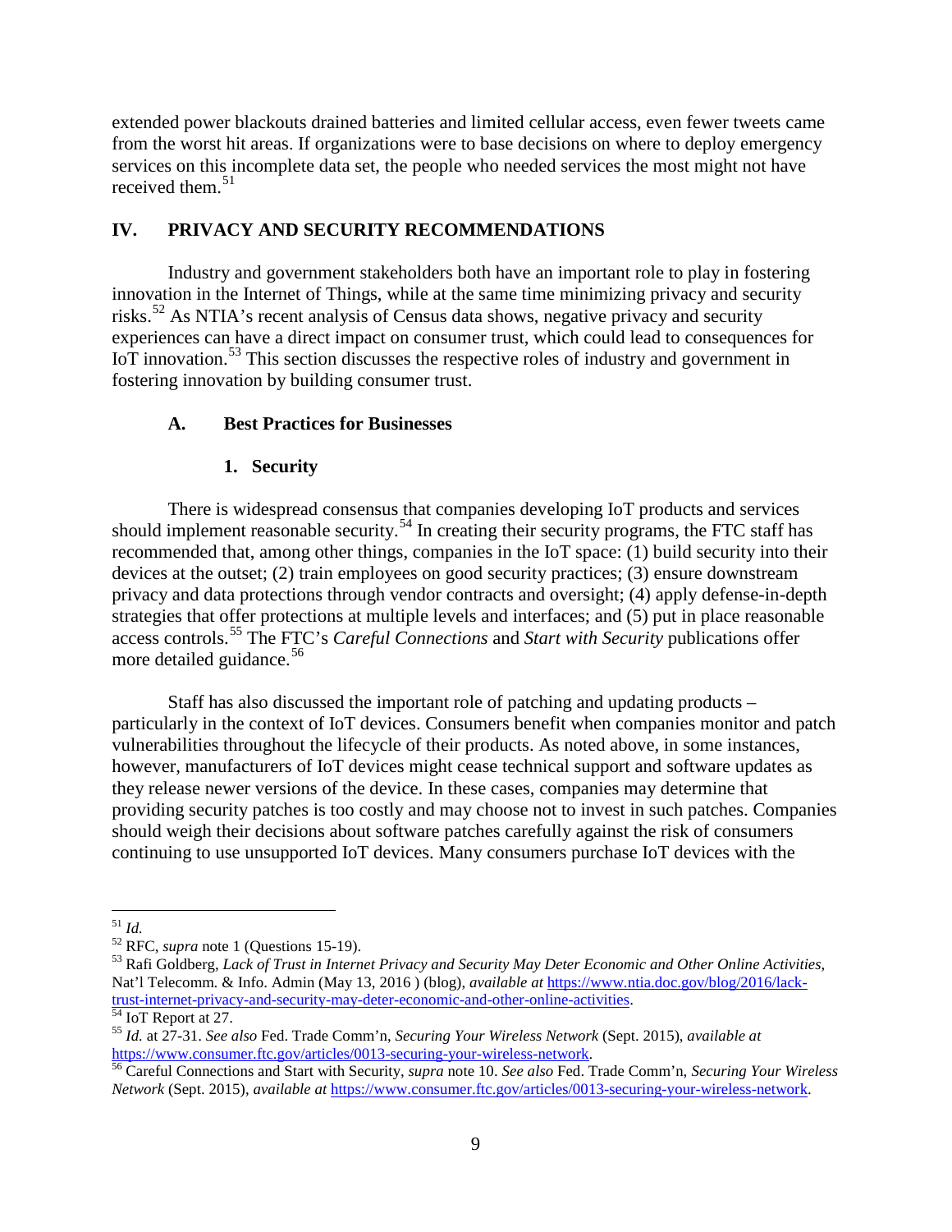extended power blackouts drained batteries and limited cellular access, even fewer tweets came from the worst hit areas. If organizations were to base decisions on where to deploy emergency services on this incomplete data set, the people who needed services the most might not have received them.[51]

## IV. PRIVACY AND SECURITY RECOMMENDATIONS

Industry and government stakeholders both have an important role to play in fostering innovation in the Internet of Things, while at the same time minimizing privacy and security risks.[52] As NTIA's recent analysis of Census data shows, negative privacy and security experiences can have a direct impact on consumer trust, which could lead to consequences for IoT innovation.[53] This section discusses the respective roles of industry and government in fostering innovation by building consumer trust.

### A. Best Practices for Businesses

#### 1. Security

There is widespread consensus that companies developing IoT products and services should implement reasonable security.[54] In creating their security programs, the FTC staff has recommended that, among other things, companies in the IoT space: (1) build security into their devices at the outset; (2) train employees on good security practices; (3) ensure downstream privacy and data protections through vendor contracts and oversight; (4) apply defense-in-depth strategies that offer protections at multiple levels and interfaces; and (5) put in place reasonable access controls.[55] The FTC's *Careful Connections* and *Start with Security* publications offer more detailed guidance.[56]

Staff has also discussed the important role of patching and updating products – particularly in the context of IoT devices. Consumers benefit when companies monitor and patch vulnerabilities throughout the lifecycle of their products. As noted above, in some instances, however, manufacturers of IoT devices might cease technical support and software updates as they release newer versions of the device. In these cases, companies may determine that providing security patches is too costly and may choose not to invest in such patches. Companies should weigh their decisions about software patches carefully against the risk of consumers continuing to use unsupported IoT devices. Many consumers purchase IoT devices with the

---

[51] *Id.*

[52] RFC, *supra* note 1 (Questions 15-19).

[53] Rafi Goldberg, *Lack of Trust in Internet Privacy and Security May Deter Economic and Other Online Activities*, Nat'l Telecomm. & Info. Admin (May 13, 2016 ) (blog), *available at* https://www.ntia.doc.gov/blog/2016/lack-trust-internet-privacy-and-security-may-deter-economic-and-other-online-activities.

[54] IoT Report at 27.

[55] *Id.* at 27-31. *See also* Fed. Trade Comm'n, *Securing Your Wireless Network* (Sept. 2015), *available at* https://www.consumer.ftc.gov/articles/0013-securing-your-wireless-network.

[56] Careful Connections and Start with Security, *supra* note 10. *See also* Fed. Trade Comm'n, *Securing Your Wireless Network* (Sept. 2015), *available at* https://www.consumer.ftc.gov/articles/0013-securing-your-wireless-network.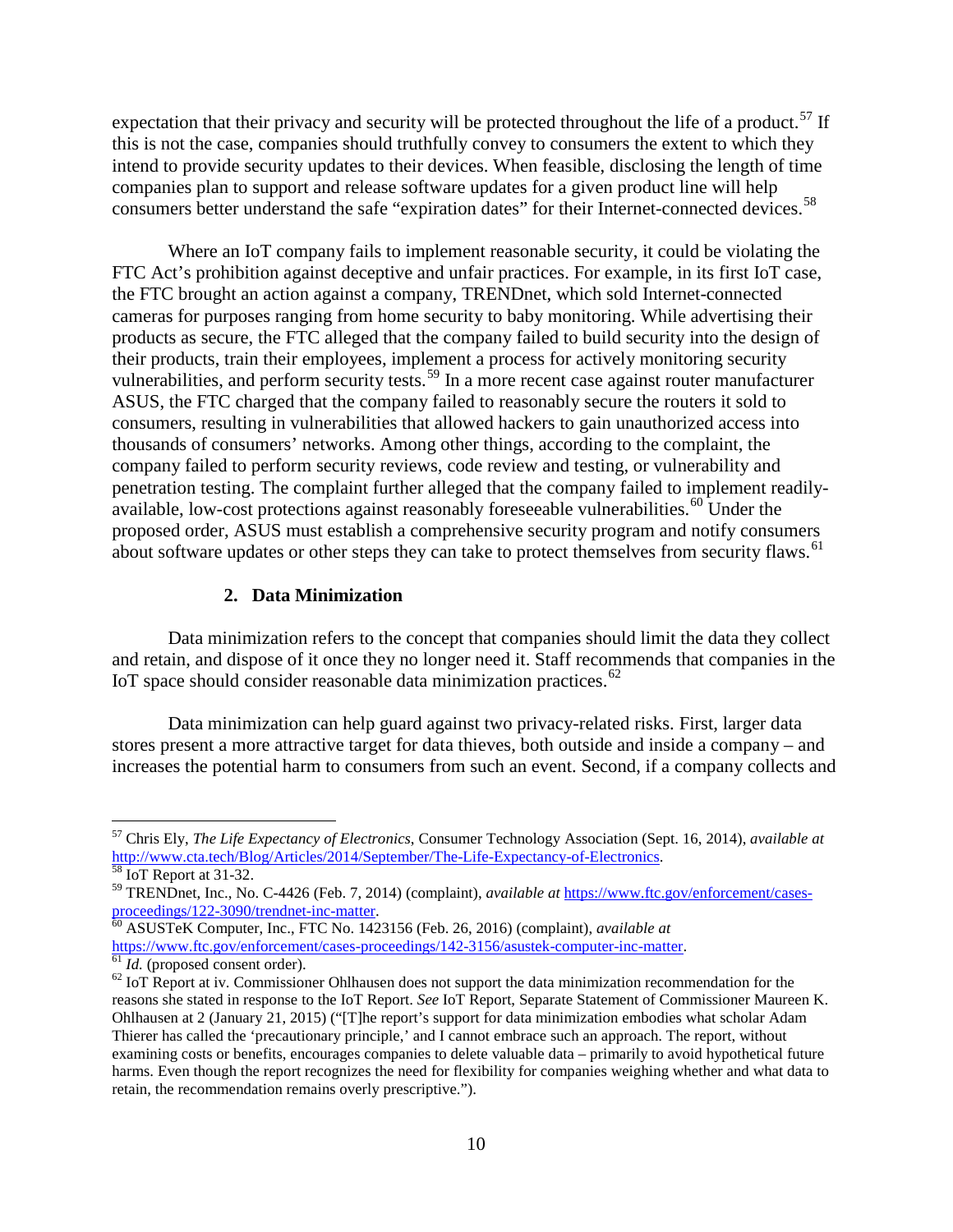expectation that their privacy and security will be protected throughout the life of a product.[57] If this is not the case, companies should truthfully convey to consumers the extent to which they intend to provide security updates to their devices. When feasible, disclosing the length of time companies plan to support and release software updates for a given product line will help consumers better understand the safe "expiration dates" for their Internet-connected devices.[58]

Where an IoT company fails to implement reasonable security, it could be violating the FTC Act's prohibition against deceptive and unfair practices. For example, in its first IoT case, the FTC brought an action against a company, TRENDnet, which sold Internet-connected cameras for purposes ranging from home security to baby monitoring. While advertising their products as secure, the FTC alleged that the company failed to build security into the design of their products, train their employees, implement a process for actively monitoring security vulnerabilities, and perform security tests.[59] In a more recent case against router manufacturer ASUS, the FTC charged that the company failed to reasonably secure the routers it sold to consumers, resulting in vulnerabilities that allowed hackers to gain unauthorized access into thousands of consumers' networks. Among other things, according to the complaint, the company failed to perform security reviews, code review and testing, or vulnerability and penetration testing. The complaint further alleged that the company failed to implement readily-available, low-cost protections against reasonably foreseeable vulnerabilities.[60] Under the proposed order, ASUS must establish a comprehensive security program and notify consumers about software updates or other steps they can take to protect themselves from security flaws.[61]

### 2. Data Minimization

Data minimization refers to the concept that companies should limit the data they collect and retain, and dispose of it once they no longer need it. Staff recommends that companies in the IoT space should consider reasonable data minimization practices.[62]

Data minimization can help guard against two privacy-related risks. First, larger data stores present a more attractive target for data thieves, both outside and inside a company – and increases the potential harm to consumers from such an event. Second, if a company collects and

---

[57] Chris Ely, *The Life Expectancy of Electronics*, Consumer Technology Association (Sept. 16, 2014), *available at* http://www.cta.tech/Blog/Articles/2014/September/The-Life-Expectancy-of-Electronics.

[58] IoT Report at 31-32.

[59] TRENDnet, Inc., No. C-4426 (Feb. 7, 2014) (complaint), *available at* https://www.ftc.gov/enforcement/cases-proceedings/122-3090/trendnet-inc-matter.

[60] ASUSTeK Computer, Inc., FTC No. 1423156 (Feb. 26, 2016) (complaint), *available at* https://www.ftc.gov/enforcement/cases-proceedings/142-3156/asustek-computer-inc-matter.

[61] *Id.* (proposed consent order).

[62] IoT Report at iv. Commissioner Ohlhausen does not support the data minimization recommendation for the reasons she stated in response to the IoT Report. *See* IoT Report, Separate Statement of Commissioner Maureen K. Ohlhausen at 2 (January 21, 2015) ("[T]he report's support for data minimization embodies what scholar Adam Thierer has called the 'precautionary principle,' and I cannot embrace such an approach. The report, without examining costs or benefits, encourages companies to delete valuable data – primarily to avoid hypothetical future harms. Even though the report recognizes the need for flexibility for companies weighing whether and what data to retain, the recommendation remains overly prescriptive.").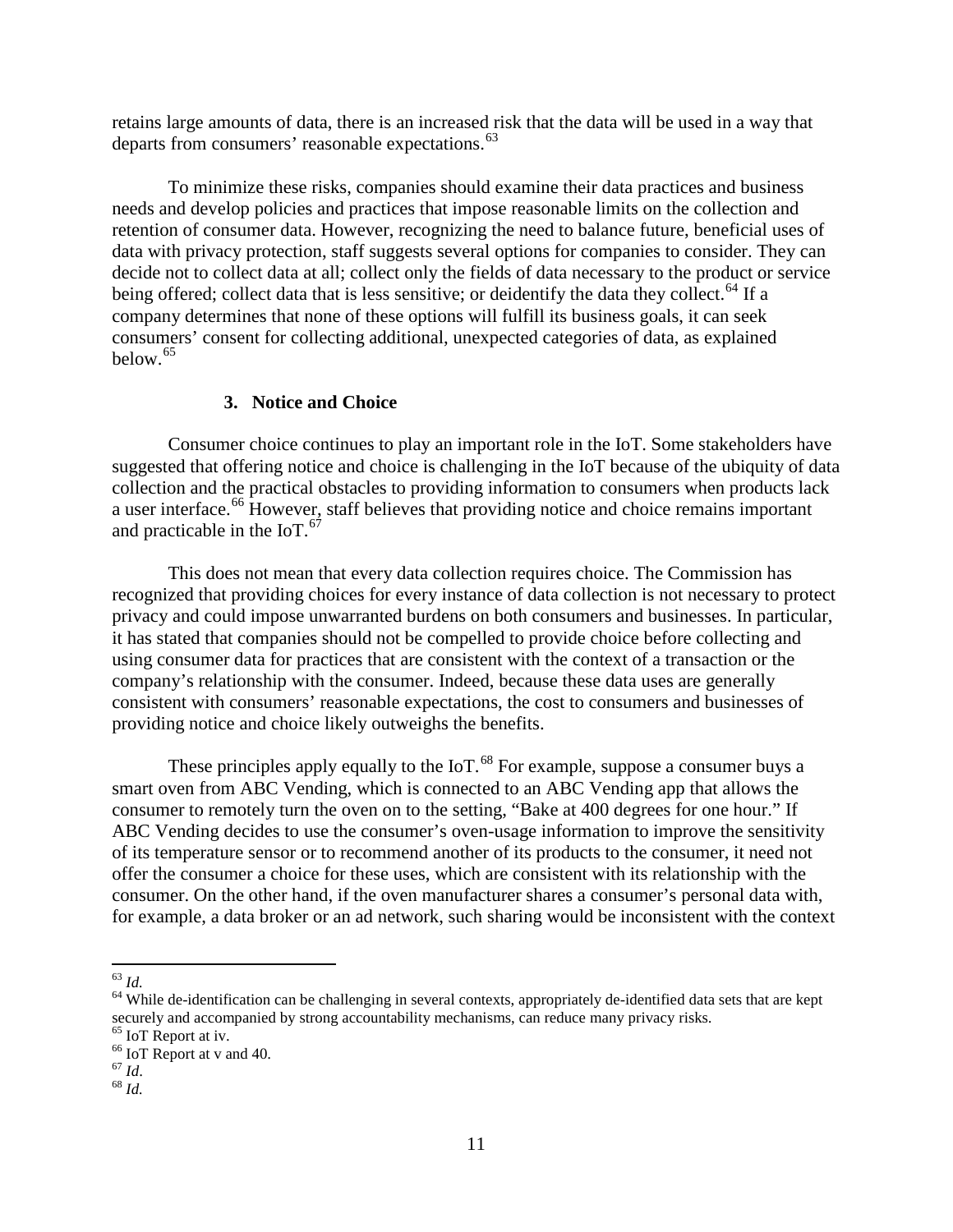retains large amounts of data, there is an increased risk that the data will be used in a way that departs from consumers' reasonable expectations.[63]

To minimize these risks, companies should examine their data practices and business needs and develop policies and practices that impose reasonable limits on the collection and retention of consumer data. However, recognizing the need to balance future, beneficial uses of data with privacy protection, staff suggests several options for companies to consider. They can decide not to collect data at all; collect only the fields of data necessary to the product or service being offered; collect data that is less sensitive; or deidentify the data they collect.[64] If a company determines that none of these options will fulfill its business goals, it can seek consumers' consent for collecting additional, unexpected categories of data, as explained below.[65]

### 3. Notice and Choice

Consumer choice continues to play an important role in the IoT. Some stakeholders have suggested that offering notice and choice is challenging in the IoT because of the ubiquity of data collection and the practical obstacles to providing information to consumers when products lack a user interface.[66] However, staff believes that providing notice and choice remains important and practicable in the IoT.[67]

This does not mean that every data collection requires choice. The Commission has recognized that providing choices for every instance of data collection is not necessary to protect privacy and could impose unwarranted burdens on both consumers and businesses. In particular, it has stated that companies should not be compelled to provide choice before collecting and using consumer data for practices that are consistent with the context of a transaction or the company's relationship with the consumer. Indeed, because these data uses are generally consistent with consumers' reasonable expectations, the cost to consumers and businesses of providing notice and choice likely outweighs the benefits.

These principles apply equally to the IoT.[68] For example, suppose a consumer buys a smart oven from ABC Vending, which is connected to an ABC Vending app that allows the consumer to remotely turn the oven on to the setting, "Bake at 400 degrees for one hour." If ABC Vending decides to use the consumer's oven-usage information to improve the sensitivity of its temperature sensor or to recommend another of its products to the consumer, it need not offer the consumer a choice for these uses, which are consistent with its relationship with the consumer. On the other hand, if the oven manufacturer shares a consumer's personal data with, for example, a data broker or an ad network, such sharing would be inconsistent with the context

---

[63] *Id.*

[64] While de-identification can be challenging in several contexts, appropriately de-identified data sets that are kept securely and accompanied by strong accountability mechanisms, can reduce many privacy risks.

[65] IoT Report at iv.

[66] IoT Report at v and 40.

[67] *Id*.

[68] *Id.*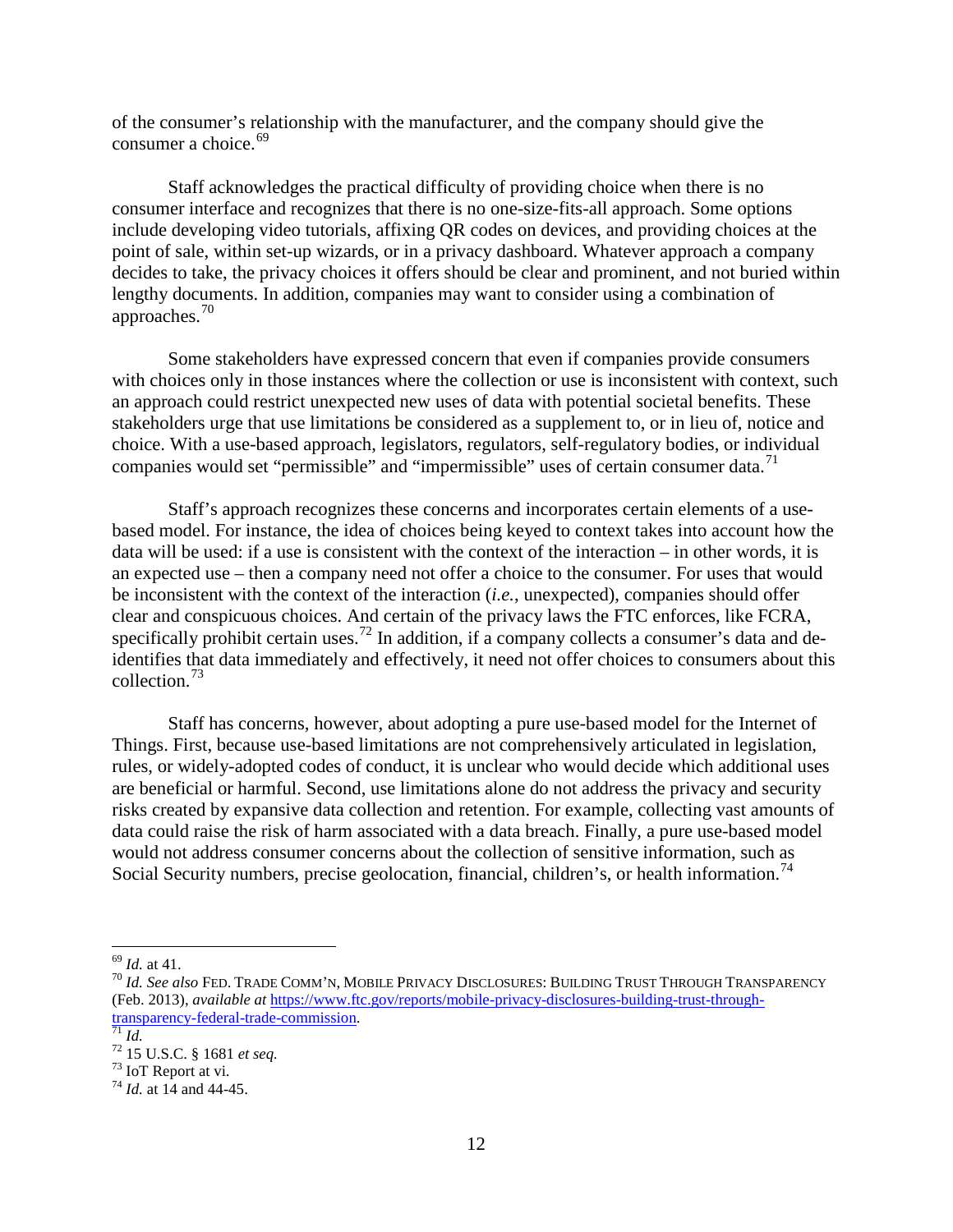of the consumer's relationship with the manufacturer, and the company should give the consumer a choice.[69]

Staff acknowledges the practical difficulty of providing choice when there is no consumer interface and recognizes that there is no one-size-fits-all approach. Some options include developing video tutorials, affixing QR codes on devices, and providing choices at the point of sale, within set-up wizards, or in a privacy dashboard. Whatever approach a company decides to take, the privacy choices it offers should be clear and prominent, and not buried within lengthy documents. In addition, companies may want to consider using a combination of approaches.[70]

Some stakeholders have expressed concern that even if companies provide consumers with choices only in those instances where the collection or use is inconsistent with context, such an approach could restrict unexpected new uses of data with potential societal benefits. These stakeholders urge that use limitations be considered as a supplement to, or in lieu of, notice and choice. With a use-based approach, legislators, regulators, self-regulatory bodies, or individual companies would set "permissible" and "impermissible" uses of certain consumer data.[71]

Staff's approach recognizes these concerns and incorporates certain elements of a use-based model. For instance, the idea of choices being keyed to context takes into account how the data will be used: if a use is consistent with the context of the interaction – in other words, it is an expected use – then a company need not offer a choice to the consumer. For uses that would be inconsistent with the context of the interaction (*i.e.*, unexpected), companies should offer clear and conspicuous choices. And certain of the privacy laws the FTC enforces, like FCRA, specifically prohibit certain uses.[72] In addition, if a company collects a consumer's data and de-identifies that data immediately and effectively, it need not offer choices to consumers about this collection.[73]

Staff has concerns, however, about adopting a pure use-based model for the Internet of Things. First, because use-based limitations are not comprehensively articulated in legislation, rules, or widely-adopted codes of conduct, it is unclear who would decide which additional uses are beneficial or harmful. Second, use limitations alone do not address the privacy and security risks created by expansive data collection and retention. For example, collecting vast amounts of data could raise the risk of harm associated with a data breach. Finally, a pure use-based model would not address consumer concerns about the collection of sensitive information, such as Social Security numbers, precise geolocation, financial, children's, or health information.[74]

---

[69] *Id.* at 41.

[70] *Id. See also* FED. TRADE COMM'N, MOBILE PRIVACY DISCLOSURES: BUILDING TRUST THROUGH TRANSPARENCY (Feb. 2013), *available at* https://www.ftc.gov/reports/mobile-privacy-disclosures-building-trust-through-transparency-federal-trade-commission.

[71] *Id.*

[72] 15 U.S.C. § 1681 *et seq.*

[73] IoT Report at vi.

[74] *Id.* at 14 and 44-45.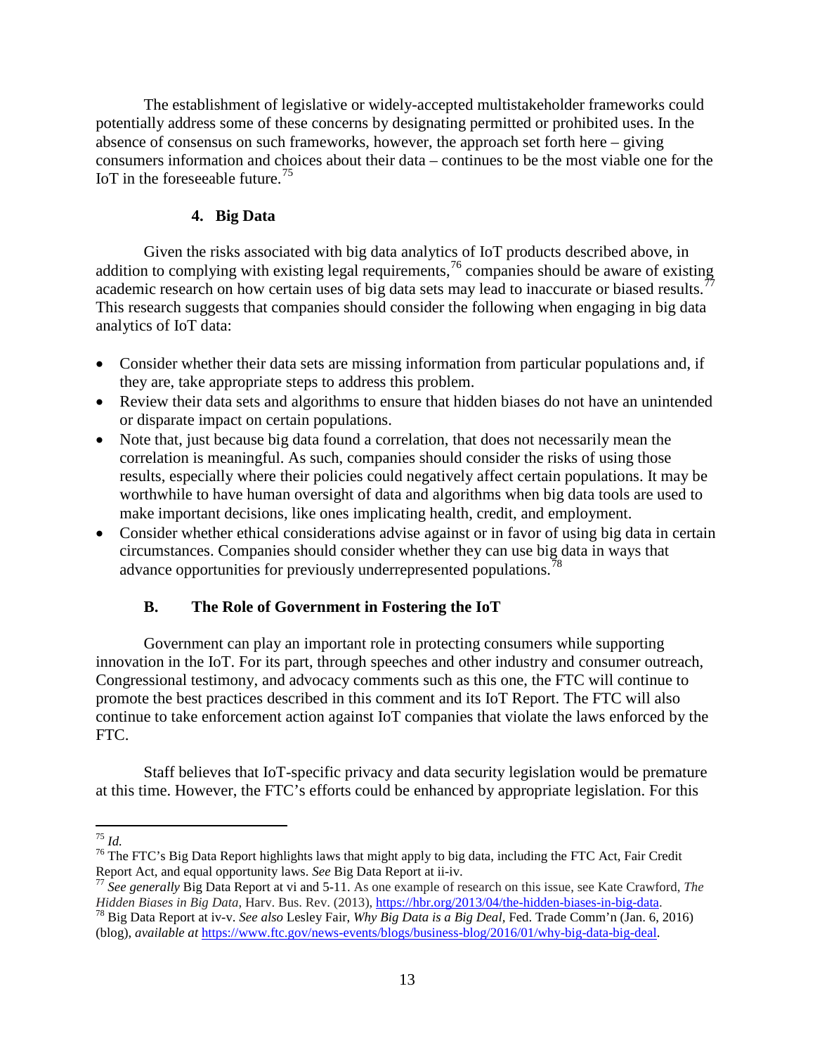The establishment of legislative or widely-accepted multistakeholder frameworks could potentially address some of these concerns by designating permitted or prohibited uses. In the absence of consensus on such frameworks, however, the approach set forth here – giving consumers information and choices about their data – continues to be the most viable one for the IoT in the foreseeable future.[75]

### 4. Big Data

Given the risks associated with big data analytics of IoT products described above, in addition to complying with existing legal requirements,[76] companies should be aware of existing academic research on how certain uses of big data sets may lead to inaccurate or biased results.[77] This research suggests that companies should consider the following when engaging in big data analytics of IoT data:

- Consider whether their data sets are missing information from particular populations and, if they are, take appropriate steps to address this problem.
- Review their data sets and algorithms to ensure that hidden biases do not have an unintended or disparate impact on certain populations.
- Note that, just because big data found a correlation, that does not necessarily mean the correlation is meaningful. As such, companies should consider the risks of using those results, especially where their policies could negatively affect certain populations. It may be worthwhile to have human oversight of data and algorithms when big data tools are used to make important decisions, like ones implicating health, credit, and employment.
- Consider whether ethical considerations advise against or in favor of using big data in certain circumstances. Companies should consider whether they can use big data in ways that advance opportunities for previously underrepresented populations.[78]

## B. The Role of Government in Fostering the IoT

Government can play an important role in protecting consumers while supporting innovation in the IoT. For its part, through speeches and other industry and consumer outreach, Congressional testimony, and advocacy comments such as this one, the FTC will continue to promote the best practices described in this comment and its IoT Report. The FTC will also continue to take enforcement action against IoT companies that violate the laws enforced by the FTC.

Staff believes that IoT-specific privacy and data security legislation would be premature at this time. However, the FTC's efforts could be enhanced by appropriate legislation. For this

---

[75] *Id.*

[76] The FTC's Big Data Report highlights laws that might apply to big data, including the FTC Act, Fair Credit Report Act, and equal opportunity laws. *See* Big Data Report at ii-iv.

[77] *See generally* Big Data Report at vi and 5-11. As one example of research on this issue, see Kate Crawford, *The Hidden Biases in Big Data*, Harv. Bus. Rev. (2013), https://hbr.org/2013/04/the-hidden-biases-in-big-data.

[78] Big Data Report at iv-v. *See also* Lesley Fair, *Why Big Data is a Big Deal*, Fed. Trade Comm'n (Jan. 6, 2016) (blog), *available at* https://www.ftc.gov/news-events/blogs/business-blog/2016/01/why-big-data-big-deal.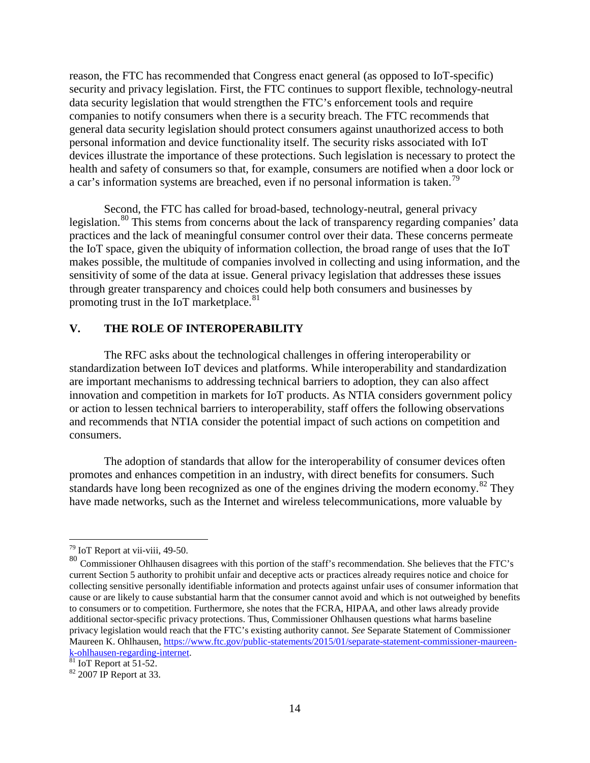reason, the FTC has recommended that Congress enact general (as opposed to IoT-specific) security and privacy legislation. First, the FTC continues to support flexible, technology-neutral data security legislation that would strengthen the FTC's enforcement tools and require companies to notify consumers when there is a security breach. The FTC recommends that general data security legislation should protect consumers against unauthorized access to both personal information and device functionality itself. The security risks associated with IoT devices illustrate the importance of these protections. Such legislation is necessary to protect the health and safety of consumers so that, for example, consumers are notified when a door lock or a car's information systems are breached, even if no personal information is taken.[79]

Second, the FTC has called for broad-based, technology-neutral, general privacy legislation.[80] This stems from concerns about the lack of transparency regarding companies' data practices and the lack of meaningful consumer control over their data. These concerns permeate the IoT space, given the ubiquity of information collection, the broad range of uses that the IoT makes possible, the multitude of companies involved in collecting and using information, and the sensitivity of some of the data at issue. General privacy legislation that addresses these issues through greater transparency and choices could help both consumers and businesses by promoting trust in the IoT marketplace.[81]

## V. THE ROLE OF INTEROPERABILITY

The RFC asks about the technological challenges in offering interoperability or standardization between IoT devices and platforms. While interoperability and standardization are important mechanisms to addressing technical barriers to adoption, they can also affect innovation and competition in markets for IoT products. As NTIA considers government policy or action to lessen technical barriers to interoperability, staff offers the following observations and recommends that NTIA consider the potential impact of such actions on competition and consumers.

The adoption of standards that allow for the interoperability of consumer devices often promotes and enhances competition in an industry, with direct benefits for consumers. Such standards have long been recognized as one of the engines driving the modern economy.[82] They have made networks, such as the Internet and wireless telecommunications, more valuable by

---

[79] IoT Report at vii-viii, 49-50.

[80] Commissioner Ohlhausen disagrees with this portion of the staff's recommendation. She believes that the FTC's current Section 5 authority to prohibit unfair and deceptive acts or practices already requires notice and choice for collecting sensitive personally identifiable information and protects against unfair uses of consumer information that cause or are likely to cause substantial harm that the consumer cannot avoid and which is not outweighed by benefits to consumers or to competition. Furthermore, she notes that the FCRA, HIPAA, and other laws already provide additional sector-specific privacy protections. Thus, Commissioner Ohlhausen questions what harms baseline privacy legislation would reach that the FTC's existing authority cannot. *See* Separate Statement of Commissioner Maureen K. Ohlhausen, https://www.ftc.gov/public-statements/2015/01/separate-statement-commissioner-maureen-k-ohlhausen-regarding-internet.

[81] IoT Report at 51-52.

[82] 2007 IP Report at 33.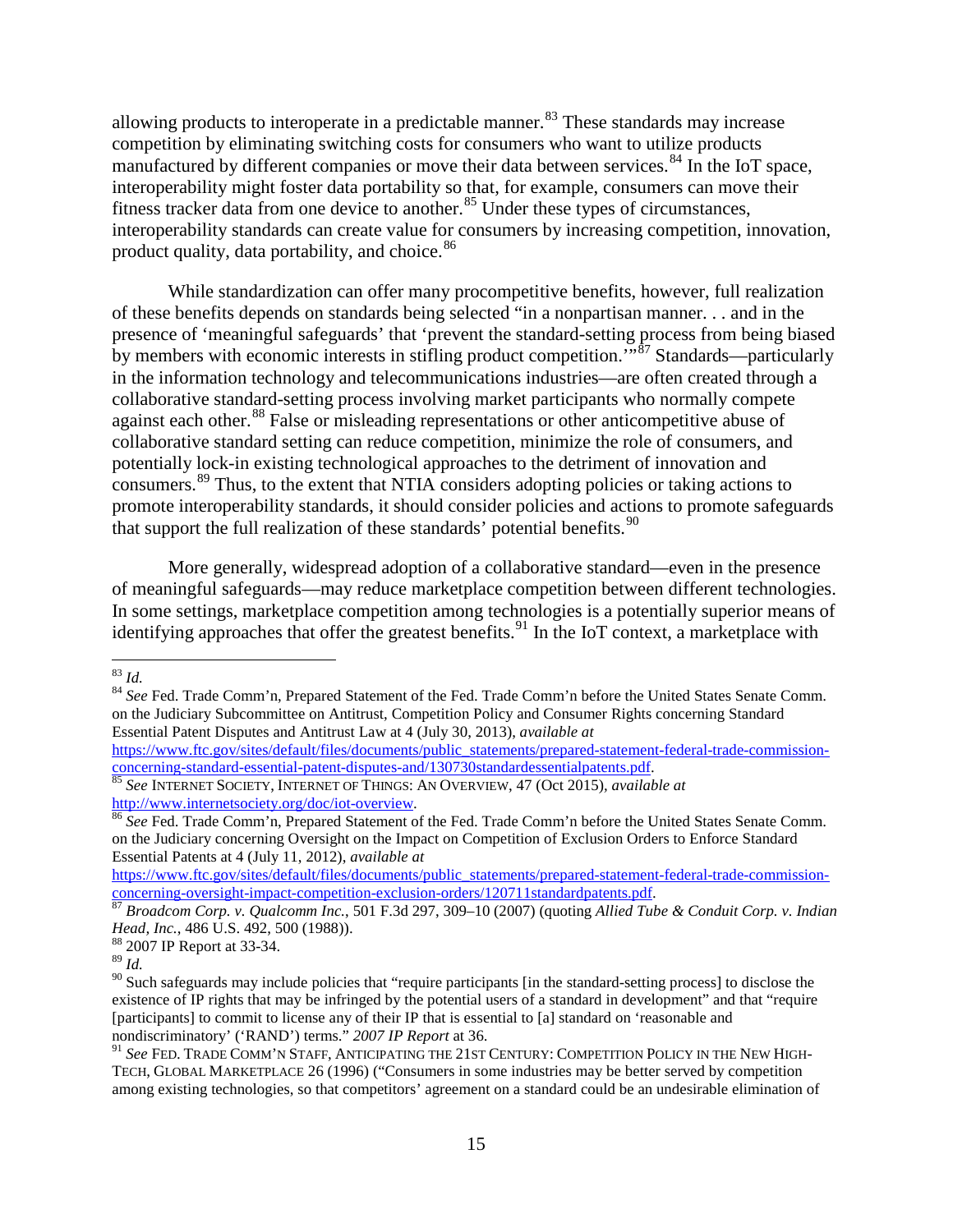allowing products to interoperate in a predictable manner.[83] These standards may increase competition by eliminating switching costs for consumers who want to utilize products manufactured by different companies or move their data between services.[84] In the IoT space, interoperability might foster data portability so that, for example, consumers can move their fitness tracker data from one device to another.[85] Under these types of circumstances, interoperability standards can create value for consumers by increasing competition, innovation, product quality, data portability, and choice.[86]

While standardization can offer many procompetitive benefits, however, full realization of these benefits depends on standards being selected "in a nonpartisan manner. . . and in the presence of 'meaningful safeguards' that 'prevent the standard-setting process from being biased by members with economic interests in stifling product competition.'"[87] Standards—particularly in the information technology and telecommunications industries—are often created through a collaborative standard-setting process involving market participants who normally compete against each other.[88] False or misleading representations or other anticompetitive abuse of collaborative standard setting can reduce competition, minimize the role of consumers, and potentially lock-in existing technological approaches to the detriment of innovation and consumers.[89] Thus, to the extent that NTIA considers adopting policies or taking actions to promote interoperability standards, it should consider policies and actions to promote safeguards that support the full realization of these standards' potential benefits.[90]

More generally, widespread adoption of a collaborative standard—even in the presence of meaningful safeguards—may reduce marketplace competition between different technologies. In some settings, marketplace competition among technologies is a potentially superior means of identifying approaches that offer the greatest benefits.[91] In the IoT context, a marketplace with

---

[83] *Id.*

[84] *See* Fed. Trade Comm'n, Prepared Statement of the Fed. Trade Comm'n before the United States Senate Comm. on the Judiciary Subcommittee on Antitrust, Competition Policy and Consumer Rights concerning Standard Essential Patent Disputes and Antitrust Law at 4 (July 30, 2013), *available at* https://www.ftc.gov/sites/default/files/documents/public_statements/prepared-statement-federal-trade-commission-concerning-standard-essential-patent-disputes-and/130730standardessentialpatents.pdf.

[85] *See* INTERNET SOCIETY, INTERNET OF THINGS: AN OVERVIEW, 47 (Oct 2015), *available at* http://www.internetsociety.org/doc/iot-overview.

[86] *See* Fed. Trade Comm'n, Prepared Statement of the Fed. Trade Comm'n before the United States Senate Comm. on the Judiciary concerning Oversight on the Impact on Competition of Exclusion Orders to Enforce Standard Essential Patents at 4 (July 11, 2012), *available at* https://www.ftc.gov/sites/default/files/documents/public_statements/prepared-statement-federal-trade-commission-concerning-oversight-impact-competition-exclusion-orders/120711standardpatents.pdf.

[87] *Broadcom Corp. v. Qualcomm Inc.*, 501 F.3d 297, 309–10 (2007) (quoting *Allied Tube & Conduit Corp. v. Indian Head, Inc.*, 486 U.S. 492, 500 (1988)).

[88] 2007 IP Report at 33-34.

[89] *Id.*

[90] Such safeguards may include policies that "require participants [in the standard-setting process] to disclose the existence of IP rights that may be infringed by the potential users of a standard in development" and that "require [participants] to commit to license any of their IP that is essential to [a] standard on 'reasonable and nondiscriminatory' ('RAND') terms." *2007 IP Report* at 36.

[91] *See* FED. TRADE COMM'N STAFF, ANTICIPATING THE 21ST CENTURY: COMPETITION POLICY IN THE NEW HIGH-TECH, GLOBAL MARKETPLACE 26 (1996) ("Consumers in some industries may be better served by competition among existing technologies, so that competitors' agreement on a standard could be an undesirable elimination of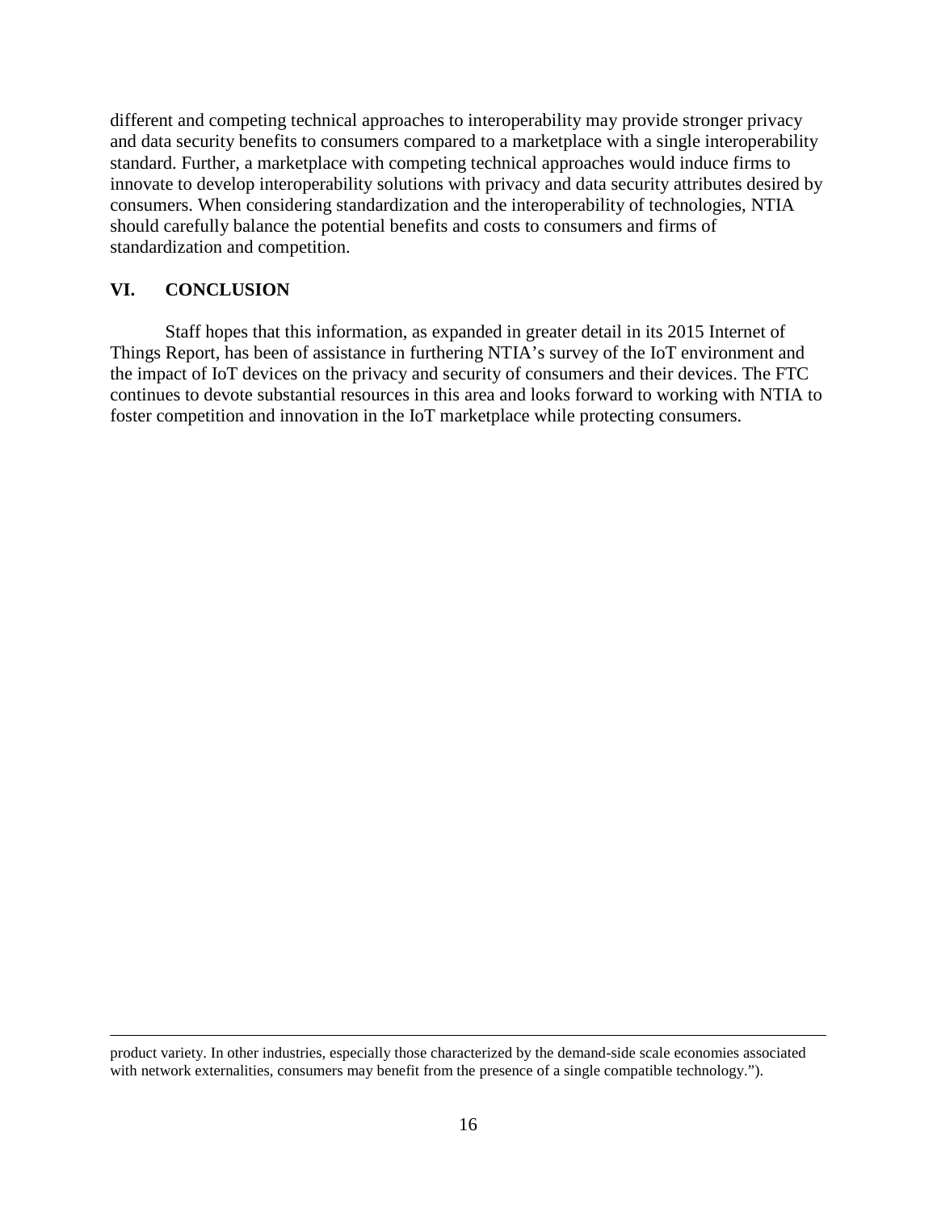different and competing technical approaches to interoperability may provide stronger privacy and data security benefits to consumers compared to a marketplace with a single interoperability standard. Further, a marketplace with competing technical approaches would induce firms to innovate to develop interoperability solutions with privacy and data security attributes desired by consumers. When considering standardization and the interoperability of technologies, NTIA should carefully balance the potential benefits and costs to consumers and firms of standardization and competition.

## VI. CONCLUSION

Staff hopes that this information, as expanded in greater detail in its 2015 Internet of Things Report, has been of assistance in furthering NTIA's survey of the IoT environment and the impact of IoT devices on the privacy and security of consumers and their devices. The FTC continues to devote substantial resources in this area and looks forward to working with NTIA to foster competition and innovation in the IoT marketplace while protecting consumers.

---

product variety. In other industries, especially those characterized by the demand-side scale economies associated with network externalities, consumers may benefit from the presence of a single compatible technology.").